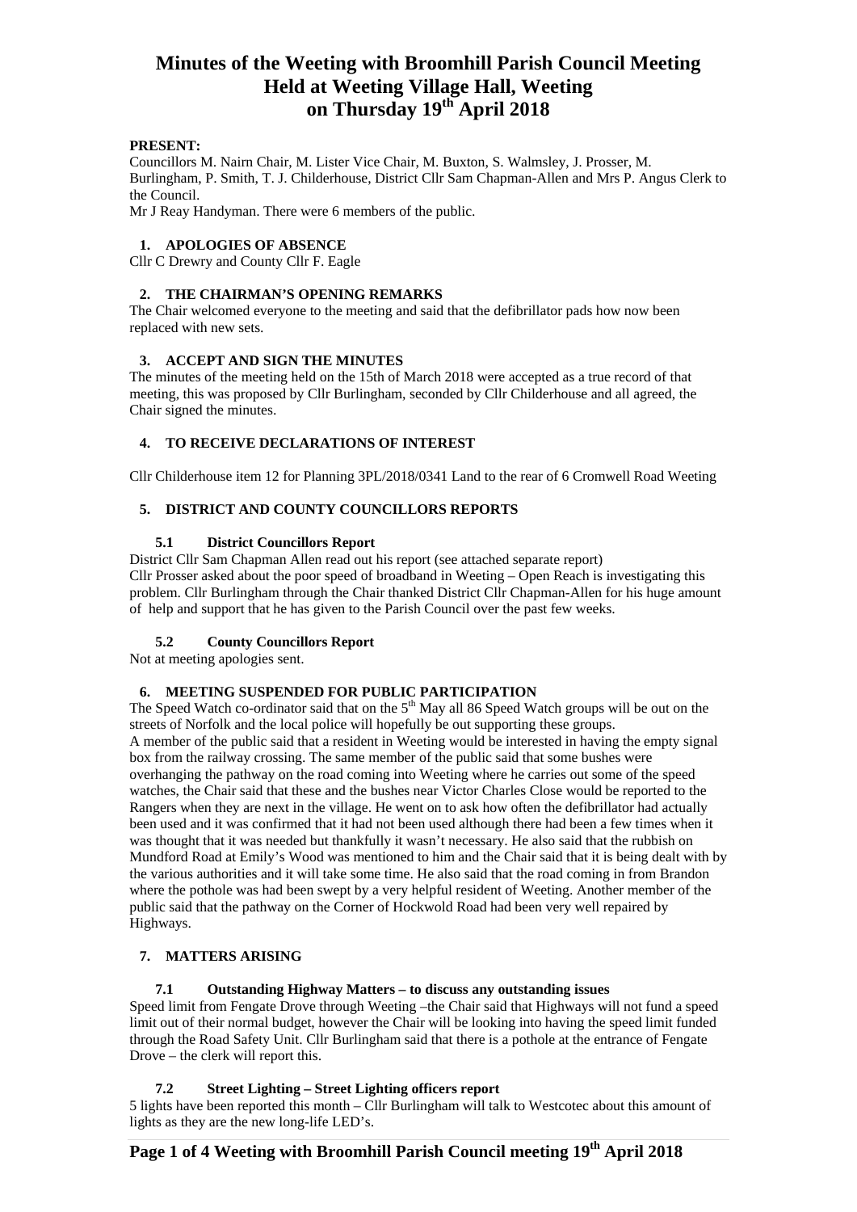# Minutes of the Weeting with Broomhill Parish Council Meeting Held at Weeting Village Hall, Weeting on Thursday 19th April 2018

**PRESENT:**

Councillors M. Nairn Chair, M. Lister Vice Chair, M. Buxton, S. Walmsley, J. Prosser, M. Burlingham, P. Smith, T. J. Childerhouse, District Cllr Sam Chapman-Allen and Mrs P. Angus Clerk to the Council.

Mr J Reay Handyman. There were 6 members of the public.

## 1. APOLOGIES OF ABSENCE

Cllr C Drewry and County Cllr F. Eagle

## 2. THE CHAIRMAN'S OPENING REMARKS

The Chair welcomed everyone to the meeting and said that the defibrillator pads how now been replaced with new sets.

## 3. ACCEPT AND SIGN THE MINUTES

The minutes of the meeting held on the 15th of March 2018 were accepted as a true record of that meeting, this was proposed by Cllr Burlingham, seconded by Cllr Childerhouse and all agreed, the Chair signed the minutes.

## 4. TO RECEIVE DECLARATIONS OF INTEREST

Cllr Childerhouse item 12 for Planning 3PL/2018/0341 Land to the rear of 6 Cromwell Road Weeting

## 5. DISTRICT AND COUNTY COUNCILLORS REPORTS

### 5.1 District Councillors Report

District Cllr Sam Chapman Allen read out his report (see attached separate report)

Cllr Prosser asked about the poor speed of broadband in Weeting – Open Reach is investigating this problem. Cllr Burlingham through the Chair thanked District Cllr Chapman-Allen for his huge amount of help and support that he has given to the Parish Council over the past few weeks.

### 5.2 County Councillors Report

Not at meeting apologies sent.

## 6. MEETING SUSPENDED FOR PUBLIC PARTICIPATION

The Speed Watch co-ordinator said that on the 5th May all 86 Speed Watch groups will be out on the streets of Norfolk and the local police will hopefully be out supporting these groups.

A member of the public said that a resident in Weeting would be interested in having the empty signal box from the railway crossing. The same member of the public said that some bushes were overhanging the pathway on the road coming into Weeting where he carries out some of the speed watches, the Chair said that these and the bushes near Victor Charles Close would be reported to the Rangers when they are next in the village. He went on to ask how often the defibrillator had actually been used and it was confirmed that it had not been used although there had been a few times when it was thought that it was needed but thankfully it wasn't necessary. He also said that the rubbish on Mundford Road at Emily's Wood was mentioned to him and the Chair said that it is being dealt with by the various authorities and it will take some time. He also said that the road coming in from Brandon where the pothole was had been swept by a very helpful resident of Weeting. Another member of the public said that the pathway on the Corner of Hockwold Road had been very well repaired by Highways.

## 7. MATTERS ARISING

### 7.1 Outstanding Highway Matters – to discuss any outstanding issues

Speed limit from Fengate Drove through Weeting –the Chair said that Highways will not fund a speed limit out of their normal budget, however the Chair will be looking into having the speed limit funded through the Road Safety Unit. Cllr Burlingham said that there is a pothole at the entrance of Fengate Drove – the clerk will report this.

### 7.2 Street Lighting – Street Lighting officers report

5 lights have been reported this month – Cllr Burlingham will talk to Westcotec about this amount of lights as they are the new long-life LED's.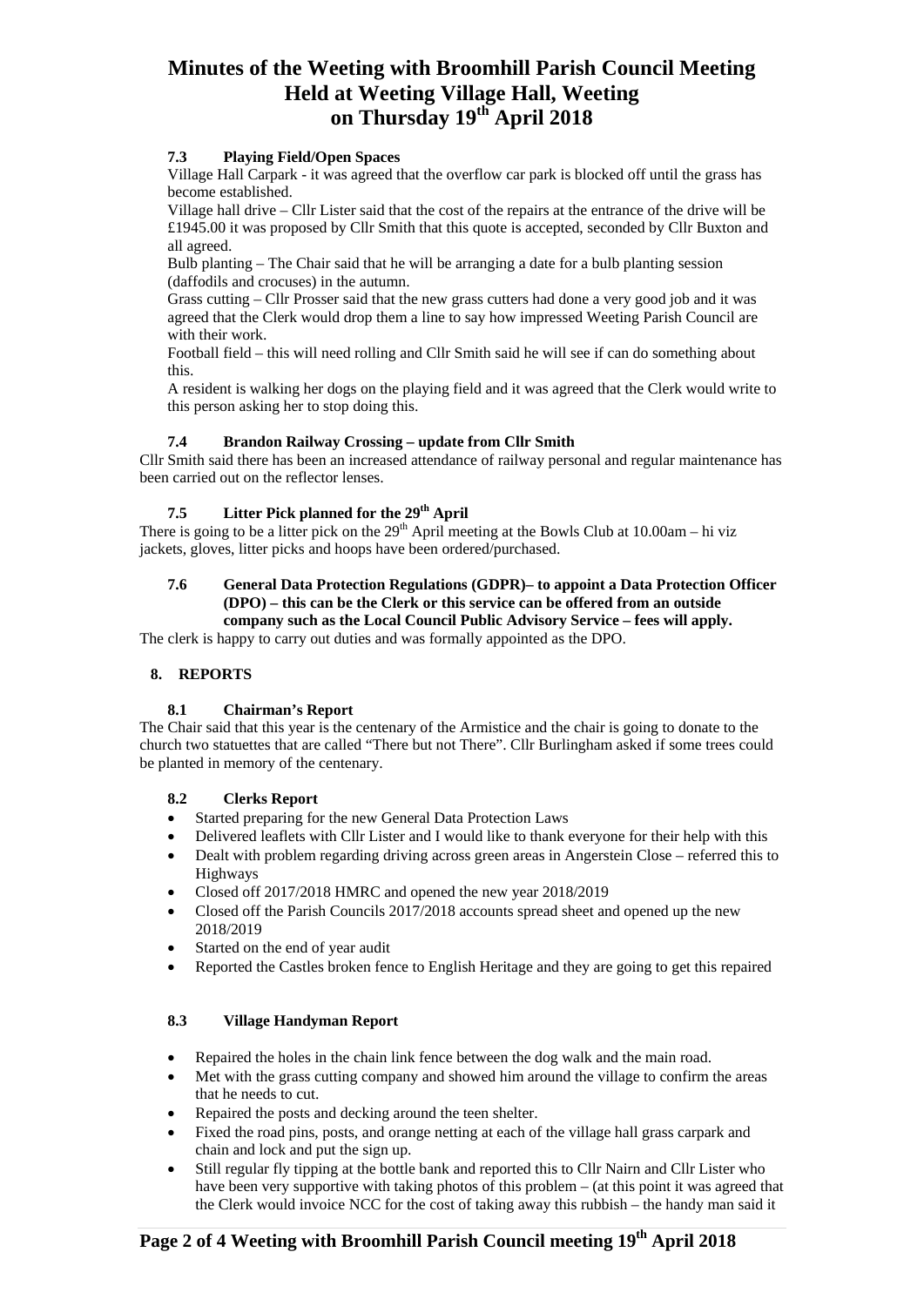# Minutes of the Weeting with Broomhill Parish Council Meeting Held at Weeting Village Hall, Weeting on Thursday 19th April 2018

### 7.3 Playing Field/Open Spaces

Village Hall Carpark - it was agreed that the overflow car park is blocked off until the grass has become established.

Village hall drive – Cllr Lister said that the cost of the repairs at the entrance of the drive will be £1945.00 it was proposed by Cllr Smith that this quote is accepted, seconded by Cllr Buxton and all agreed.

Bulb planting – The Chair said that he will be arranging a date for a bulb planting session (daffodils and crocuses) in the autumn.

Grass cutting – Cllr Prosser said that the new grass cutters had done a very good job and it was agreed that the Clerk would drop them a line to say how impressed Weeting Parish Council are with their work.

Football field – this will need rolling and Cllr Smith said he will see if can do something about this.

A resident is walking her dogs on the playing field and it was agreed that the Clerk would write to this person asking her to stop doing this.

### 7.4 Brandon Railway Crossing – update from Cllr Smith

Cllr Smith said there has been an increased attendance of railway personal and regular maintenance has been carried out on the reflector lenses.

### 7.5 Litter Pick planned for the 29th April

There is going to be a litter pick on the 29th April meeting at the Bowls Club at 10.00am – hi viz jackets, gloves, litter picks and hoops have been ordered/purchased.

### 7.6 General Data Protection Regulations (GDPR)– to appoint a Data Protection Officer (DPO) – this can be the Clerk or this service can be offered from an outside company such as the Local Council Public Advisory Service – fees will apply.

The clerk is happy to carry out duties and was formally appointed as the DPO.

## 8. REPORTS

### 8.1 Chairman's Report

The Chair said that this year is the centenary of the Armistice and the chair is going to donate to the church two statuettes that are called "There but not There". Cllr Burlingham asked if some trees could be planted in memory of the centenary.

### 8.2 Clerks Report

- Started preparing for the new General Data Protection Laws
- Delivered leaflets with Cllr Lister and I would like to thank everyone for their help with this
- Dealt with problem regarding driving across green areas in Angerstein Close – referred this to Highways
- Closed off 2017/2018 HMRC and opened the new year 2018/2019
- Closed off the Parish Councils 2017/2018 accounts spread sheet and opened up the new 2018/2019
- Started on the end of year audit
- Reported the Castles broken fence to English Heritage and they are going to get this repaired

### 8.3 Village Handyman Report

- Repaired the holes in the chain link fence between the dog walk and the main road.
- Met with the grass cutting company and showed him around the village to confirm the areas that he needs to cut.
- Repaired the posts and decking around the teen shelter.
- Fixed the road pins, posts, and orange netting at each of the village hall grass carpark and chain and lock and put the sign up.
- Still regular fly tipping at the bottle bank and reported this to Cllr Nairn and Cllr Lister who have been very supportive with taking photos of this problem – (at this point it was agreed that the Clerk would invoice NCC for the cost of taking away this rubbish – the handy man said it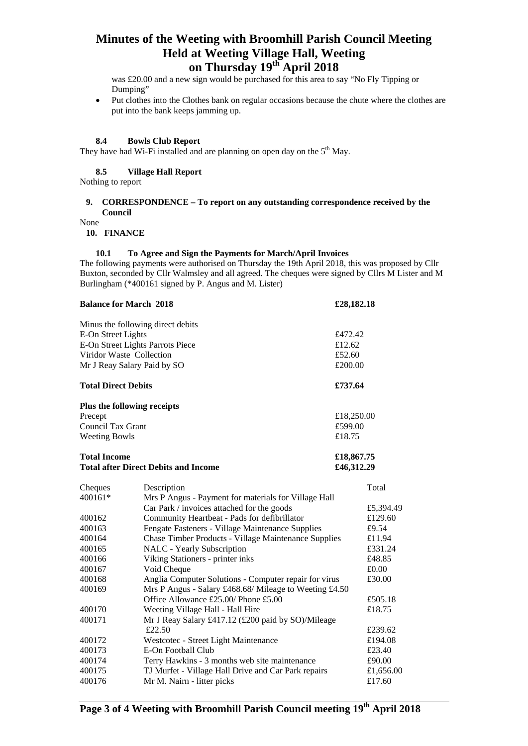was £20.00 and a new sign would be purchased for this area to say "No Fly Tipping or Dumping"

- Put clothes into the Clothes bank on regular occasions because the chute where the clothes are put into the bank keeps jamming up.

### 8.4 Bowls Club Report

They have had Wi-Fi installed and are planning on open day on the 5th May.

### 8.5 Village Hall Report

Nothing to report

## 9. CORRESPONDENCE – To report on any outstanding correspondence received by the Council

None

## 10. FINANCE

### 10.1 To Agree and Sign the Payments for March/April Invoices

The following payments were authorised on Thursday the 19th April 2018, this was proposed by Cllr Buxton, seconded by Cllr Walmsley and all agreed. The cheques were signed by Cllrs M Lister and M Burlingham (*400161 signed by P. Angus and M. Lister)

| | |
|---|---|
| **Balance for March 2018** | **£28,182.18** |
| Minus the following direct debits | |
| E-On Street Lights | £472.42 |
| E-On Street Lights Parrots Piece | £12.62 |
| Viridor Waste Collection | £52.60 |
| Mr J Reay Salary Paid by SO | £200.00 |
| **Total Direct Debits** | **£737.64** |
| **Plus the following receipts** | |
| Precept | £18,250.00 |
| Council Tax Grant | £599.00 |
| Weeting Bowls | £18.75 |
| **Total Income** | **£18,867.75** |
| **Total after Direct Debits and Income** | **£46,312.29** |

| Cheques | Description | Total |
|---|---|---|
| 400161* | Mrs P Angus - Payment for materials for Village Hall Car Park / invoices attached for the goods | £5,394.49 |
| 400162 | Community Heartbeat - Pads for defibrillator | £129.60 |
| 400163 | Fengate Fasteners - Village Maintenance Supplies | £9.54 |
| 400164 | Chase Timber Products - Village Maintenance Supplies | £11.94 |
| 400165 | NALC - Yearly Subscription | £331.24 |
| 400166 | Viking Stationers - printer inks | £48.85 |
| 400167 | Void Cheque | £0.00 |
| 400168 | Anglia Computer Solutions - Computer repair for virus | £30.00 |
| 400169 | Mrs P Angus - Salary £468.68/ Mileage to Weeting £4.50 Office Allowance £25.00/ Phone £5.00 | £505.18 |
| 400170 | Weeting Village Hall - Hall Hire | £18.75 |
| 400171 | Mr J Reay Salary £417.12 (£200 paid by SO)/Mileage £22.50 | £239.62 |
| 400172 | Westcotec - Street Light Maintenance | £194.08 |
| 400173 | E-On Football Club | £23.40 |
| 400174 | Terry Hawkins - 3 months web site maintenance | £90.00 |
| 400175 | TJ Murfet - Village Hall Drive and Car Park repairs | £1,656.00 |
| 400176 | Mr M. Nairn - litter picks | £17.60 |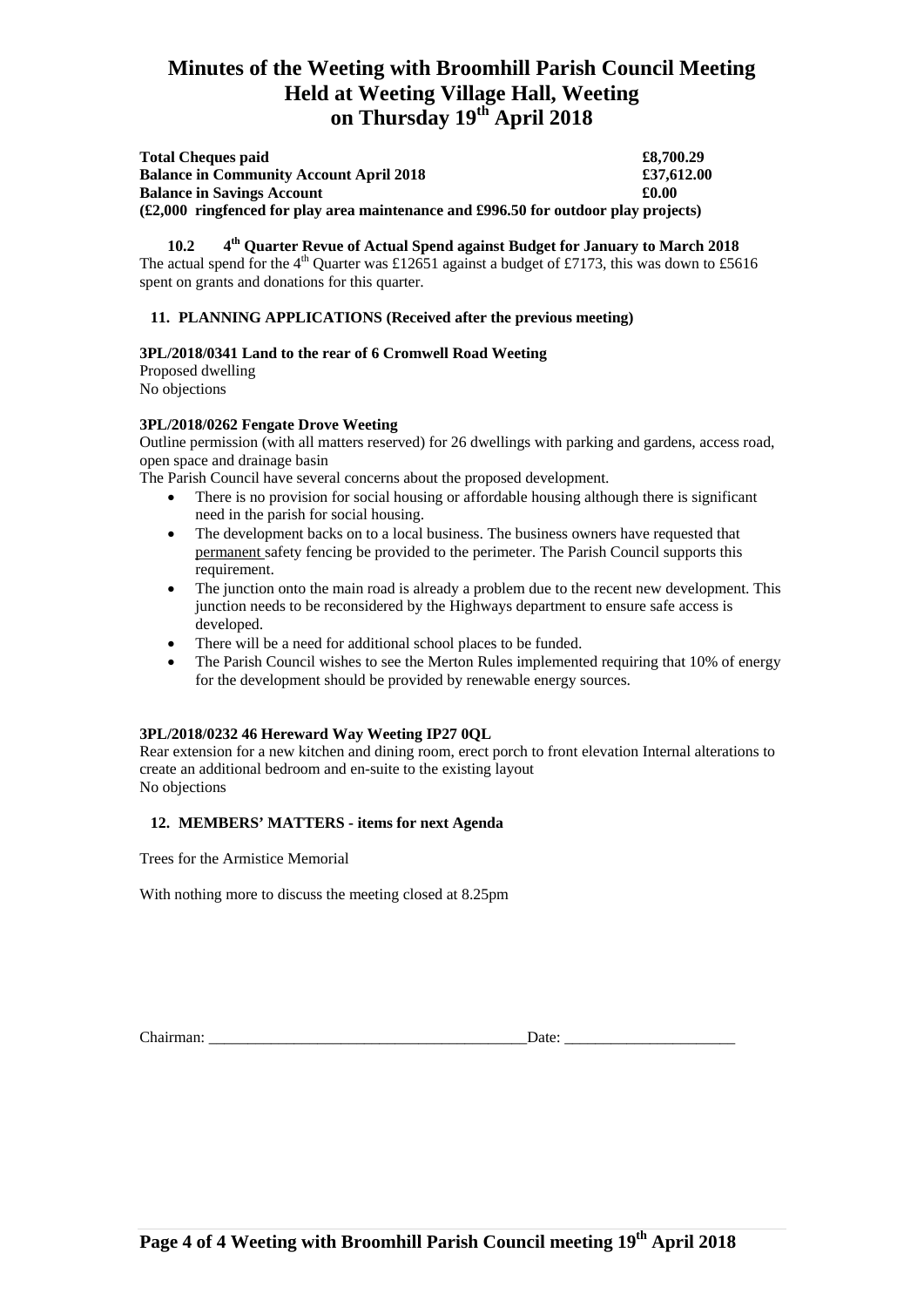# Minutes of the Weeting with Broomhill Parish Council Meeting Held at Weeting Village Hall, Weeting on Thursday 19th April 2018

| | |
|---|---|
| **Total Cheques paid** | **£8,700.29** |
| **Balance in Community Account April 2018** | **£37,612.00** |
| **Balance in Savings Account** | **£0.00** |

**(£2,000 ringfenced for play area maintenance and £996.50 for outdoor play projects)**

**10.2 4th Quarter Revue of Actual Spend against Budget for January to March 2018**

The actual spend for the 4th Quarter was £12651 against a budget of £7173, this was down to £5616 spent on grants and donations for this quarter.

## 11. PLANNING APPLICATIONS (Received after the previous meeting)

**3PL/2018/0341 Land to the rear of 6 Cromwell Road Weeting**

Proposed dwelling

No objections

**3PL/2018/0262 Fengate Drove Weeting**

Outline permission (with all matters reserved) for 26 dwellings with parking and gardens, access road, open space and drainage basin

The Parish Council have several concerns about the proposed development.

- There is no provision for social housing or affordable housing although there is significant need in the parish for social housing.
- The development backs on to a local business. The business owners have requested that permanent safety fencing be provided to the perimeter. The Parish Council supports this requirement.
- The junction onto the main road is already a problem due to the recent new development. This junction needs to be reconsidered by the Highways department to ensure safe access is developed.
- There will be a need for additional school places to be funded.
- The Parish Council wishes to see the Merton Rules implemented requiring that 10% of energy for the development should be provided by renewable energy sources.

**3PL/2018/0232 46 Hereward Way Weeting IP27 0QL**

Rear extension for a new kitchen and dining room, erect porch to front elevation Internal alterations to create an additional bedroom and en-suite to the existing layout

No objections

## 12. MEMBERS' MATTERS - items for next Agenda

Trees for the Armistice Memorial

With nothing more to discuss the meeting closed at 8.25pm

Chairman: ________________________________________ Date: _____________________